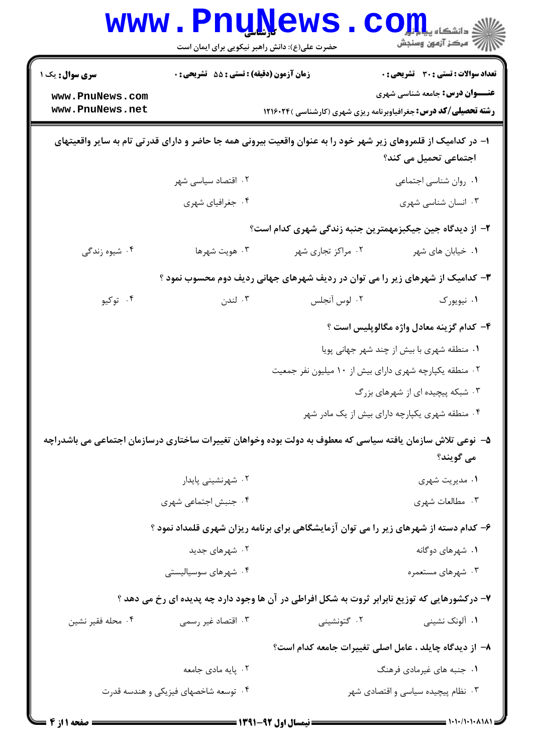**سری سوال:** یک ۱

**زمان آزمون (دقیقه) : تستی : ۵۵ تشریحی : ۰**

**تعداد سوالات : تستی : ۳۰ تشریحی : ۰**

**عنـــوان درس:** جامعه شناسی شهری

**رشته تحصیلی/کد درس:** جغرافیاوبرنامه ریزی شهری (کارشناسی )۱۲۱۶۰۲۴

**۱- در کدامیک از قلمروهای زیر شهر خود را به عنوان واقعیت بیرونی همه جا حاضر و دارای قدرتی تام به سایر واقعیتهای اجتماعی تحمیل می کند؟**

۱. روان شناسی اجتماعی
۲. اقتصاد سیاسی شهر
۳. انسان شناسی شهری
۴. جغرافیای شهری

**۲- از دیدگاه جین جیکبزمهمترین جنبه زندگی شهری کدام است؟**

۱. خیابان های شهر
۲. مراکز تجاری شهر
۳. هویت شهرها
۴. شیوه زندگی

**۳- کدامیک از شهرهای زیر را می توان در ردیف شهرهای جهانی ردیف دوم محسوب نمود ؟**

۱. نیویورک
۲. لوس آنجلس
۳. لندن
۴. توکیو

**۴- کدام گزینه معادل واژه مگالوپلیس است ؟**

۱. منطقه شهری با بیش از چند شهر جهانی پویا
۲. منطقه یکپارچه شهری دارای بیش از ۱۰ میلیون نفر جمعیت
۳. شبکه پیچیده ای از شهرهای بزرگ
۴. منطقه شهری یکپارچه دارای بیش از یک مادر شهر

**۵- نوعی تلاش سازمان یافته سیاسی که معطوف به دولت بوده وخواهان تغییرات ساختاری درسازمان اجتماعی می باشدراچه می گویند؟**

۱. مدیریت شهری
۲. شهرنشینی پایدار
۳. مطالعات شهری
۴. جنبش اجتماعی شهری

**۶- کدام دسته از شهرهای زیر را می توان آزمایشگاهی برای برنامه ریزان شهری قلمداد نمود ؟**

۱. شهرهای دوگانه
۲. شهرهای جدید
۳. شهرهای مستعمره
۴. شهرهای سوسیالیستی

**۷- درکشورهایی که توزیع نابرابر ثروت به شکل افراطی در آن ها وجود دارد چه پدیده ای رخ می دهد ؟**

۱. آلونک نشینی
۲. گتونشینی
۳. اقتصاد غیر رسمی
۴. محله فقیر نشین

**۸- از دیدگاه چایلد ، عامل اصلی تغییرات جامعه کدام است؟**

۱. جنبه های غیرمادی فرهنگ
۲. پایه مادی جامعه
۳. نظام پیچیده سیاسی و اقتصادی شهر
۴. توسعه شاخصهای فیزیکی و هندسه قدرت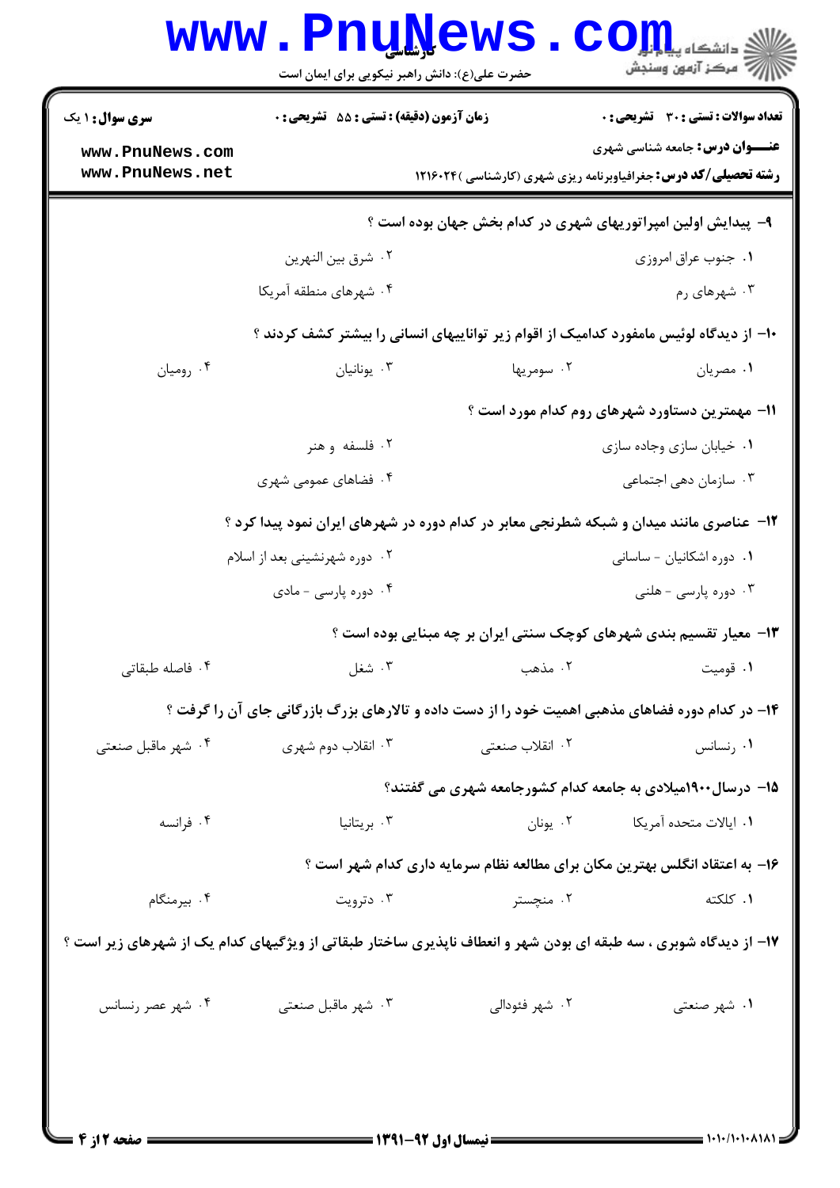**سری سوال:** ۱ یک | **زمان آزمون (دقیقه) : تستی :** ۵۵ **تشریحی :** ۰ | **تعداد سوالات : تستی :** ۳۰ **تشریحی :** ۰

**عنـــوان درس:** جامعه شناسی شهری

**رشته تحصیلی/کد درس:** جغرافیاوبرنامه ریزی شهری (کارشناسی )۱۲۱۶۰۲۴

۹- پیدایش اولین امپراتوریهای شهری در کدام بخش جهان بوده است ؟

۱. جنوب عراق امروزی
۲. شرق بین النهرین
۳. شهرهای رم
۴. شهرهای منطقه آمریکا

۱۰- از دیدگاه لوئیس مامفورد کدامیک از اقوام زیر تواناییهای انسانی را بیشتر کشف کردند ؟

۱. مصریان
۲. سومریها
۳. یونانیان
۴. رومیان

۱۱- مهمترین دستاورد شهرهای روم کدام مورد است ؟

۱. خیابان سازی وجاده سازی
۲. فلسفه و هنر
۳. سازمان دهی اجتماعی
۴. فضاهای عمومی شهری

۱۲- عناصری مانند میدان و شبکه شطرنجی معابر در کدام دوره در شهرهای ایران نمود پیدا کرد ؟

۱. دوره اشکانیان - ساسانی
۲. دوره شهرنشینی بعد از اسلام
۳. دوره پارسی - هلنی
۴. دوره پارسی - مادی

۱۳- معیار تقسیم بندی شهرهای کوچک سنتی ایران بر چه مبنایی بوده است ؟

۱. قومیت
۲. مذهب
۳. شغل
۴. فاصله طبقاتی

۱۴- در کدام دوره فضاهای مذهبی اهمیت خود را از دست داده و تالارهای بزرگ بازرگانی جای آن را گرفت ؟

۱. رنسانس
۲. انقلاب صنعتی
۳. انقلاب دوم شهری
۴. شهر ماقبل صنعتی

۱۵- درسال۱۹۰۰میلادی به جامعه کدام کشورجامعه شهری می گفتند؟

۱. ایالات متحده آمریکا
۲. یونان
۳. بریتانیا
۴. فرانسه

۱۶- به اعتقاد انگلس بهترین مکان برای مطالعه نظام سرمایه داری کدام شهر است ؟

۱. کلکته
۲. منچستر
۳. دترویت
۴. بیرمنگام

۱۷- از دیدگاه شوبری ، سه طبقه ای بودن شهر و انعطاف ناپذیری ساختار طبقاتی از ویژگیهای کدام یک از شهرهای زیر است ؟

۱. شهر صنعتی
۲. شهر فئودالی
۳. شهر ماقبل صنعتی
۴. شهر عصر رنسانس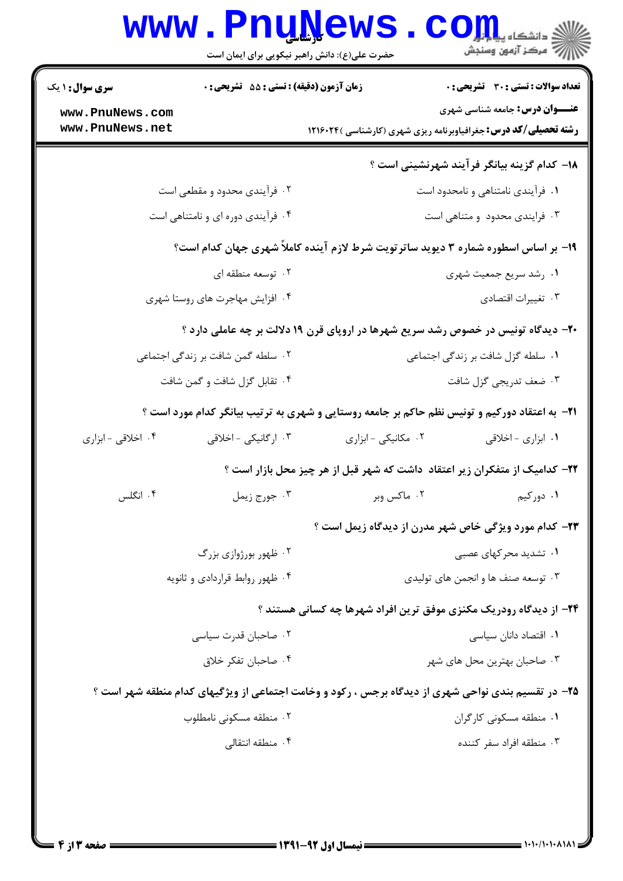۱۸- کدام گزینه بیانگر فرآیند شهرنشینی است ؟

۱. فرآیندی نامتناهی و نامحدود است

۲. فرآیندی محدود و مقطعی است

۳. فرایندی محدود و متناهی است

۴. فرآیندی دوره ای و نامتناهی است

۱۹- بر اساس اسطوره شماره ۳ دیوید ساترتویت شرط لازم آینده کاملاً شهری جهان کدام است؟

۱. رشد سریع جمعیت شهری

۲. توسعه منطقه ای

۳. تغییرات اقتصادی

۴. افزایش مهاجرت های روستا شهری

۲۰- دیدگاه تونیس در خصوص رشد سریع شهرها در اروپای قرن ۱۹ دلالت بر چه عاملی دارد ؟

۱. سلطه گزل شافت بر زندگی اجتماعی

۲. سلطه گمن شافت بر زندگی اجتماعی

۳. ضعف تدریجی گزل شافت

۴. تقابل گزل شافت و گمن شافت

۲۱- به اعتقاد دورکیم و تونیس نظم حاکم بر جامعه روستایی و شهری به ترتیب بیانگر کدام مورد است ؟

۱. ابزاری - اخلاقی

۲. مکانیکی - ابزاری

۳. ارگانیکی - اخلاقی

۴. اخلاقی - ابزاری

۲۲- کدامیک از متفکران زیر اعتقاد داشت که شهر قبل از هر چیز محل بازار است ؟

۱. دورکیم

۲. ماکس وبر

۳. جورج زیمل

۴. انگلس

۲۳- کدام مورد ویژگی خاص شهر مدرن از دیدگاه زیمل است ؟

۱. تشدید محرکهای عصبی

۲. ظهور بورژوازی بزرگ

۳. توسعه صنف ها و انجمن های تولیدی

۴. ظهور روابط قراردادی و ثانویه

۲۴- از دیدگاه رودریک مکنزی موفق ترین افراد شهرها چه کسانی هستند ؟

۱. اقتصاد دانان سیاسی

۲. صاحبان قدرت سیاسی

۳. صاحبان بهترین محل های شهر

۴. صاحبان تفکر خلاق

۲۵- در تقسیم بندی نواحی شهری از دیدگاه برجس ، رکود و وخامت اجتماعی از ویژگیهای کدام منطقه شهر است ؟

۱. منطقه مسکونی کارگران

۲. منطقه مسکونی نامطلوب

۳. منطقه افراد سفر کننده

۴. منطقه انتقالی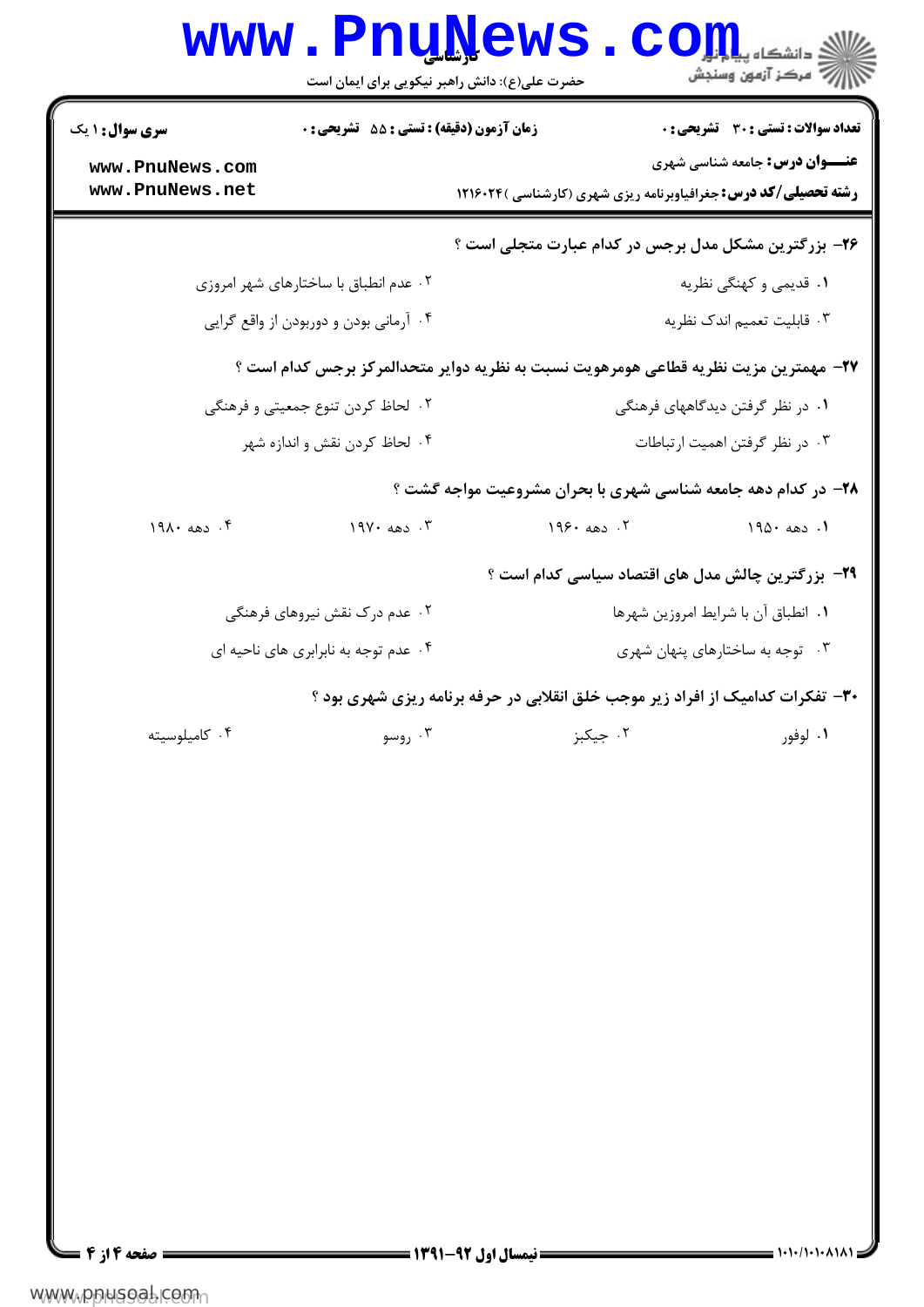**۲۶- بزرگترین مشکل مدل برجس در کدام عبارت متجلی است ؟**

۱. قدیمی و کهنگی نظریه

۲. عدم انطباق با ساختارهای شهر امروزی

۳. قابلیت تعمیم اندک نظریه

۴. آرمانی بودن و دوربودن از واقع گرایی

**۲۷- مهمترین مزیت نظریه قطاعی هومرهویت نسبت به نظریه دوایر متحدالمرکز برجس کدام است ؟**

۱. در نظر گرفتن دیدگاههای فرهنگی

۲. لحاظ کردن تنوع جمعیتی و فرهنگی

۳. در نظر گرفتن اهمیت ارتباطات

۴. لحاظ کردن نقش و اندازه شهر

**۲۸- در کدام دهه جامعه شناسی شهری با بحران مشروعیت مواجه گشت ؟**

۱. دهه ۱۹۵۰

۲. دهه ۱۹۶۰

۳. دهه ۱۹۷۰

۴. دهه ۱۹۸۰

**۲۹- بزرگترین چالش مدل های اقتصاد سیاسی کدام است ؟**

۱. انطباق آن با شرایط امروزین شهرها

۲. عدم درک نقش نیروهای فرهنگی

۳. توجه به ساختارهای پنهان شهری

۴. عدم توجه به نابرابری های ناحیه ای

**۳۰- تفکرات کدامیک از افراد زیر موجب خلق انقلابی در حرفه برنامه ریزی شهری بود ؟**

۱. لوفور

۲. جیکبز

۳. روسو

۴. کامیلوسیته